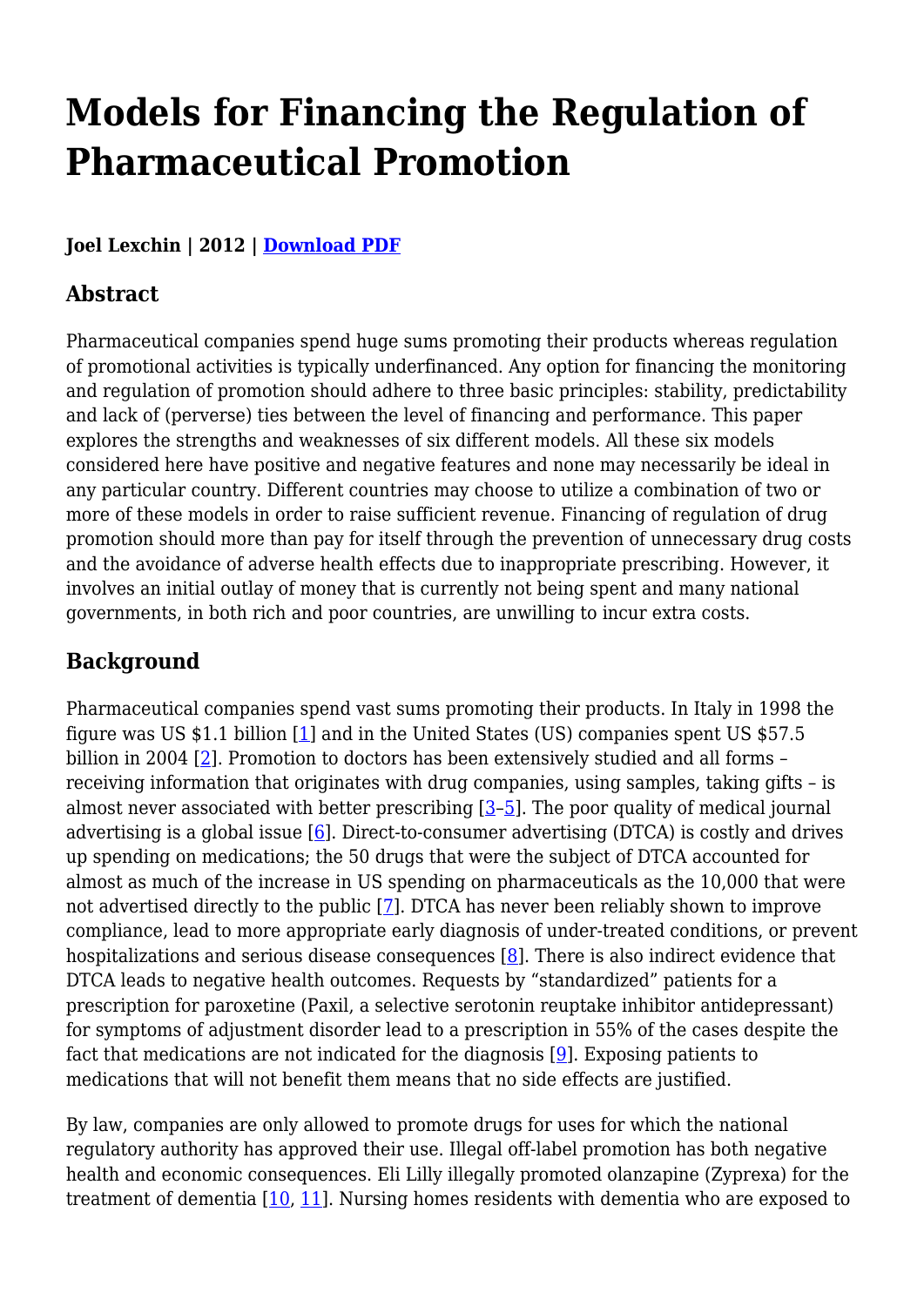# Models for Financing the Regulation of Pharmaceutical Promotion

**Joel Lexchin | 2012 | Download PDF**

## Abstract

Pharmaceutical companies spend huge sums promoting their products whereas regulation of promotional activities is typically underfinanced. Any option for financing the monitoring and regulation of promotion should adhere to three basic principles: stability, predictability and lack of (perverse) ties between the level of financing and performance. This paper explores the strengths and weaknesses of six different models. All these six models considered here have positive and negative features and none may necessarily be ideal in any particular country. Different countries may choose to utilize a combination of two or more of these models in order to raise sufficient revenue. Financing of regulation of drug promotion should more than pay for itself through the prevention of unnecessary drug costs and the avoidance of adverse health effects due to inappropriate prescribing. However, it involves an initial outlay of money that is currently not being spent and many national governments, in both rich and poor countries, are unwilling to incur extra costs.

## Background

Pharmaceutical companies spend vast sums promoting their products. In Italy in 1998 the figure was US $1.1 billion [1] and in the United States (US) companies spent US $57.5 billion in 2004 [2]. Promotion to doctors has been extensively studied and all forms – receiving information that originates with drug companies, using samples, taking gifts – is almost never associated with better prescribing [3–5]. The poor quality of medical journal advertising is a global issue [6]. Direct-to-consumer advertising (DTCA) is costly and drives up spending on medications; the 50 drugs that were the subject of DTCA accounted for almost as much of the increase in US spending on pharmaceuticals as the 10,000 that were not advertised directly to the public [7]. DTCA has never been reliably shown to improve compliance, lead to more appropriate early diagnosis of under-treated conditions, or prevent hospitalizations and serious disease consequences [8]. There is also indirect evidence that DTCA leads to negative health outcomes. Requests by "standardized" patients for a prescription for paroxetine (Paxil, a selective serotonin reuptake inhibitor antidepressant) for symptoms of adjustment disorder lead to a prescription in 55% of the cases despite the fact that medications are not indicated for the diagnosis [9]. Exposing patients to medications that will not benefit them means that no side effects are justified.

By law, companies are only allowed to promote drugs for uses for which the national regulatory authority has approved their use. Illegal off-label promotion has both negative health and economic consequences. Eli Lilly illegally promoted olanzapine (Zyprexa) for the treatment of dementia [10, 11]. Nursing homes residents with dementia who are exposed to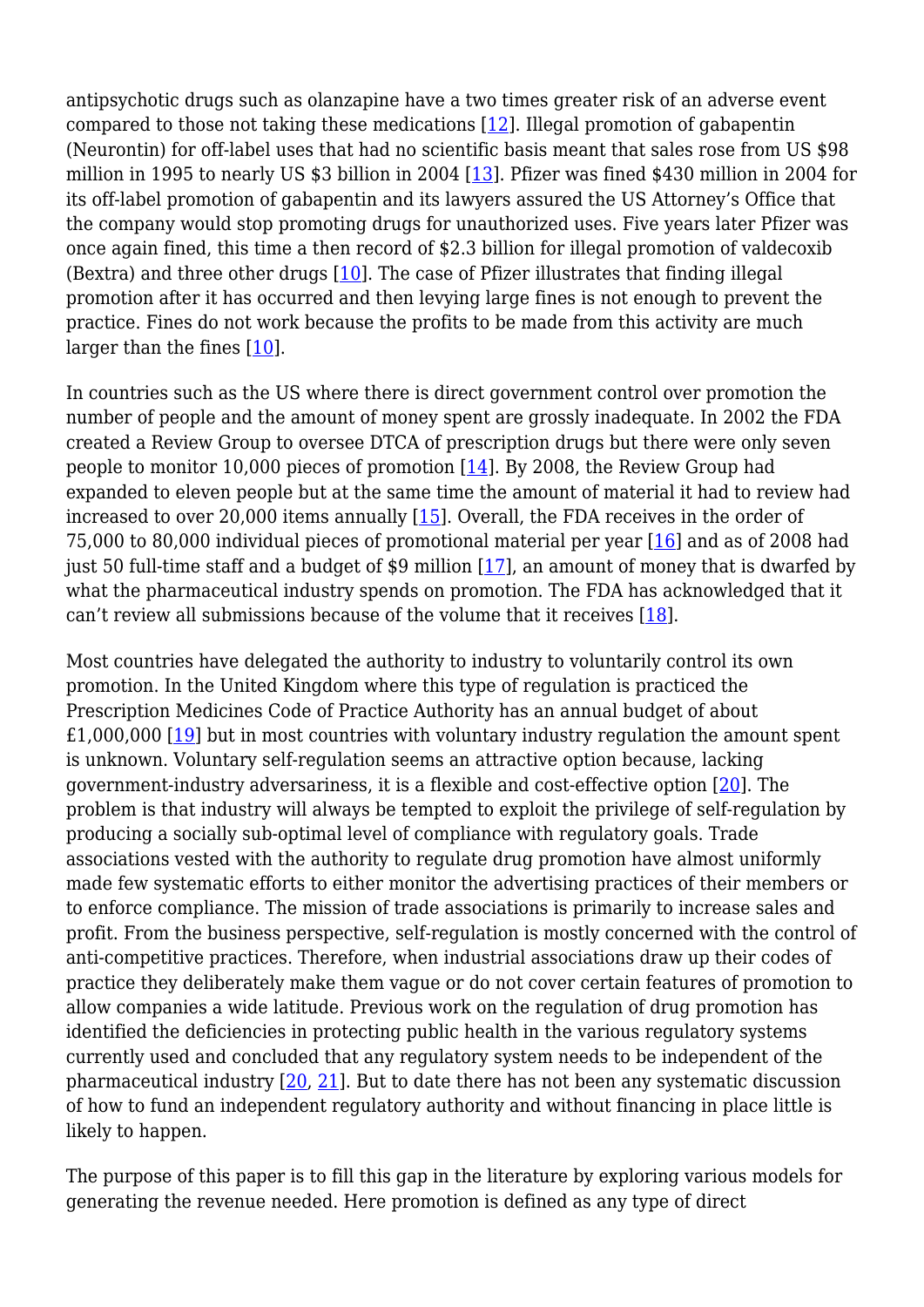antipsychotic drugs such as olanzapine have a two times greater risk of an adverse event compared to those not taking these medications [12]. Illegal promotion of gabapentin (Neurontin) for off-label uses that had no scientific basis meant that sales rose from US $98 million in 1995 to nearly US $3 billion in 2004 [13]. Pfizer was fined $430 million in 2004 for its off-label promotion of gabapentin and its lawyers assured the US Attorney's Office that the company would stop promoting drugs for unauthorized uses. Five years later Pfizer was once again fined, this time a then record of $2.3 billion for illegal promotion of valdecoxib (Bextra) and three other drugs [10]. The case of Pfizer illustrates that finding illegal promotion after it has occurred and then levying large fines is not enough to prevent the practice. Fines do not work because the profits to be made from this activity are much larger than the fines [10].

In countries such as the US where there is direct government control over promotion the number of people and the amount of money spent are grossly inadequate. In 2002 the FDA created a Review Group to oversee DTCA of prescription drugs but there were only seven people to monitor 10,000 pieces of promotion [14]. By 2008, the Review Group had expanded to eleven people but at the same time the amount of material it had to review had increased to over 20,000 items annually [15]. Overall, the FDA receives in the order of 75,000 to 80,000 individual pieces of promotional material per year [16] and as of 2008 had just 50 full-time staff and a budget of $9 million [17], an amount of money that is dwarfed by what the pharmaceutical industry spends on promotion. The FDA has acknowledged that it can't review all submissions because of the volume that it receives [18].

Most countries have delegated the authority to industry to voluntarily control its own promotion. In the United Kingdom where this type of regulation is practiced the Prescription Medicines Code of Practice Authority has an annual budget of about £1,000,000 [19] but in most countries with voluntary industry regulation the amount spent is unknown. Voluntary self-regulation seems an attractive option because, lacking government-industry adversariness, it is a flexible and cost-effective option [20]. The problem is that industry will always be tempted to exploit the privilege of self-regulation by producing a socially sub-optimal level of compliance with regulatory goals. Trade associations vested with the authority to regulate drug promotion have almost uniformly made few systematic efforts to either monitor the advertising practices of their members or to enforce compliance. The mission of trade associations is primarily to increase sales and profit. From the business perspective, self-regulation is mostly concerned with the control of anti-competitive practices. Therefore, when industrial associations draw up their codes of practice they deliberately make them vague or do not cover certain features of promotion to allow companies a wide latitude. Previous work on the regulation of drug promotion has identified the deficiencies in protecting public health in the various regulatory systems currently used and concluded that any regulatory system needs to be independent of the pharmaceutical industry [20, 21]. But to date there has not been any systematic discussion of how to fund an independent regulatory authority and without financing in place little is likely to happen.

The purpose of this paper is to fill this gap in the literature by exploring various models for generating the revenue needed. Here promotion is defined as any type of direct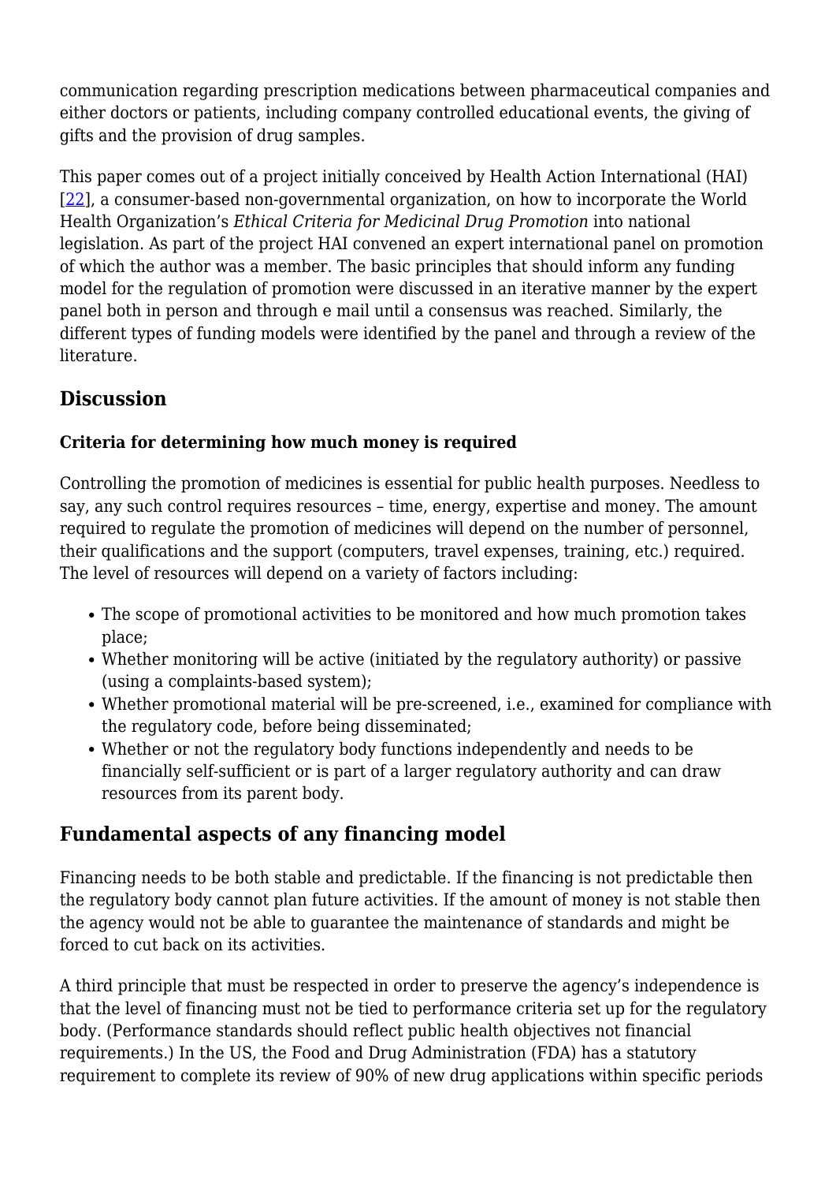communication regarding prescription medications between pharmaceutical companies and either doctors or patients, including company controlled educational events, the giving of gifts and the provision of drug samples.

This paper comes out of a project initially conceived by Health Action International (HAI) [22], a consumer-based non-governmental organization, on how to incorporate the World Health Organization's *Ethical Criteria for Medicinal Drug Promotion* into national legislation. As part of the project HAI convened an expert international panel on promotion of which the author was a member. The basic principles that should inform any funding model for the regulation of promotion were discussed in an iterative manner by the expert panel both in person and through e mail until a consensus was reached. Similarly, the different types of funding models were identified by the panel and through a review of the literature.

## Discussion

### Criteria for determining how much money is required

Controlling the promotion of medicines is essential for public health purposes. Needless to say, any such control requires resources – time, energy, expertise and money. The amount required to regulate the promotion of medicines will depend on the number of personnel, their qualifications and the support (computers, travel expenses, training, etc.) required. The level of resources will depend on a variety of factors including:

- The scope of promotional activities to be monitored and how much promotion takes place;
- Whether monitoring will be active (initiated by the regulatory authority) or passive (using a complaints-based system);
- Whether promotional material will be pre-screened, i.e., examined for compliance with the regulatory code, before being disseminated;
- Whether or not the regulatory body functions independently and needs to be financially self-sufficient or is part of a larger regulatory authority and can draw resources from its parent body.

## Fundamental aspects of any financing model

Financing needs to be both stable and predictable. If the financing is not predictable then the regulatory body cannot plan future activities. If the amount of money is not stable then the agency would not be able to guarantee the maintenance of standards and might be forced to cut back on its activities.

A third principle that must be respected in order to preserve the agency's independence is that the level of financing must not be tied to performance criteria set up for the regulatory body. (Performance standards should reflect public health objectives not financial requirements.) In the US, the Food and Drug Administration (FDA) has a statutory requirement to complete its review of 90% of new drug applications within specific periods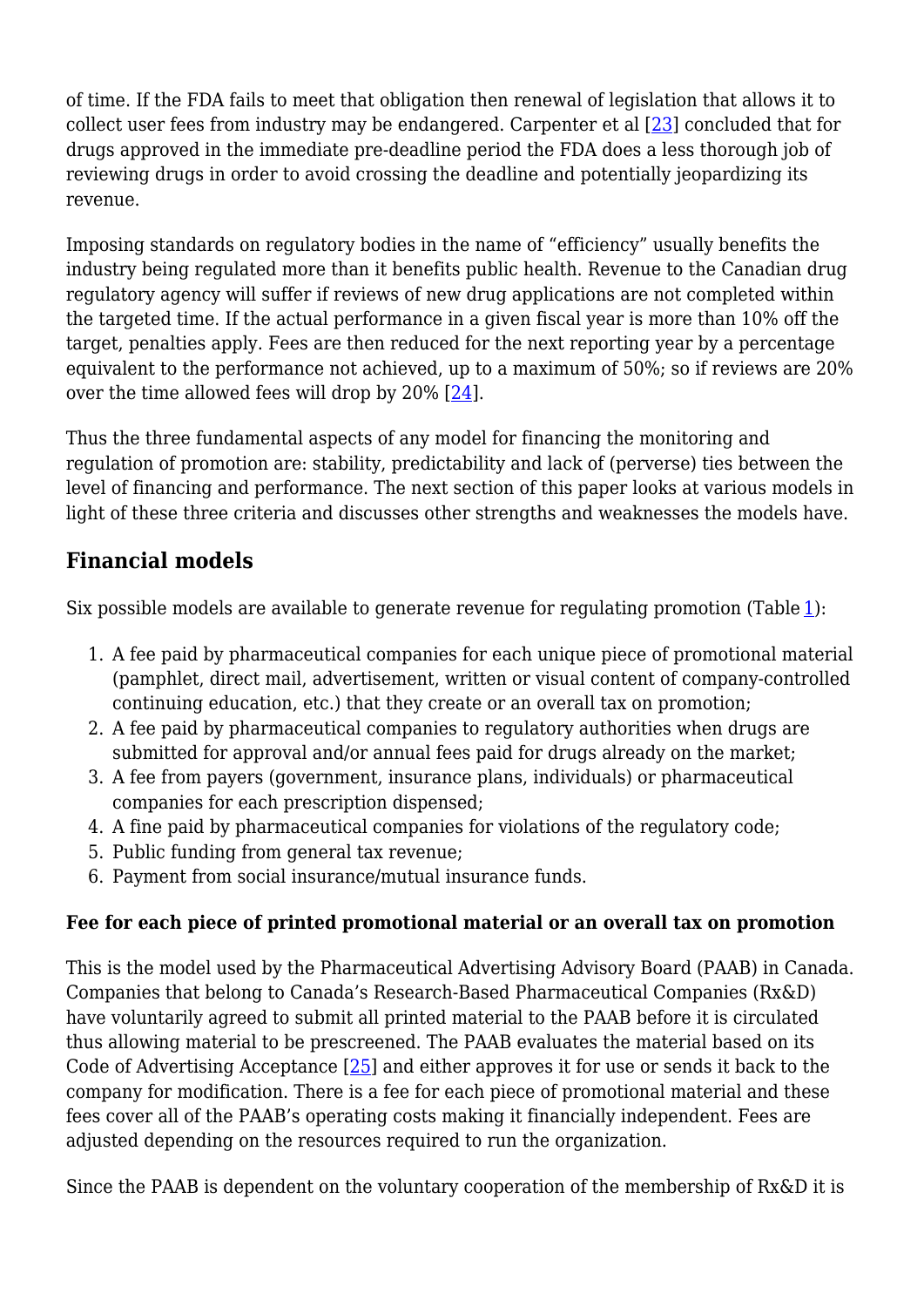of time. If the FDA fails to meet that obligation then renewal of legislation that allows it to collect user fees from industry may be endangered. Carpenter et al [23] concluded that for drugs approved in the immediate pre-deadline period the FDA does a less thorough job of reviewing drugs in order to avoid crossing the deadline and potentially jeopardizing its revenue.

Imposing standards on regulatory bodies in the name of "efficiency" usually benefits the industry being regulated more than it benefits public health. Revenue to the Canadian drug regulatory agency will suffer if reviews of new drug applications are not completed within the targeted time. If the actual performance in a given fiscal year is more than 10% off the target, penalties apply. Fees are then reduced for the next reporting year by a percentage equivalent to the performance not achieved, up to a maximum of 50%; so if reviews are 20% over the time allowed fees will drop by 20% [24].

Thus the three fundamental aspects of any model for financing the monitoring and regulation of promotion are: stability, predictability and lack of (perverse) ties between the level of financing and performance. The next section of this paper looks at various models in light of these three criteria and discusses other strengths and weaknesses the models have.

## Financial models

Six possible models are available to generate revenue for regulating promotion (Table 1):

1. A fee paid by pharmaceutical companies for each unique piece of promotional material (pamphlet, direct mail, advertisement, written or visual content of company-controlled continuing education, etc.) that they create or an overall tax on promotion;
2. A fee paid by pharmaceutical companies to regulatory authorities when drugs are submitted for approval and/or annual fees paid for drugs already on the market;
3. A fee from payers (government, insurance plans, individuals) or pharmaceutical companies for each prescription dispensed;
4. A fine paid by pharmaceutical companies for violations of the regulatory code;
5. Public funding from general tax revenue;
6. Payment from social insurance/mutual insurance funds.

### Fee for each piece of printed promotional material or an overall tax on promotion

This is the model used by the Pharmaceutical Advertising Advisory Board (PAAB) in Canada. Companies that belong to Canada's Research-Based Pharmaceutical Companies (Rx&D) have voluntarily agreed to submit all printed material to the PAAB before it is circulated thus allowing material to be prescreened. The PAAB evaluates the material based on its Code of Advertising Acceptance [25] and either approves it for use or sends it back to the company for modification. There is a fee for each piece of promotional material and these fees cover all of the PAAB's operating costs making it financially independent. Fees are adjusted depending on the resources required to run the organization.

Since the PAAB is dependent on the voluntary cooperation of the membership of Rx&D it is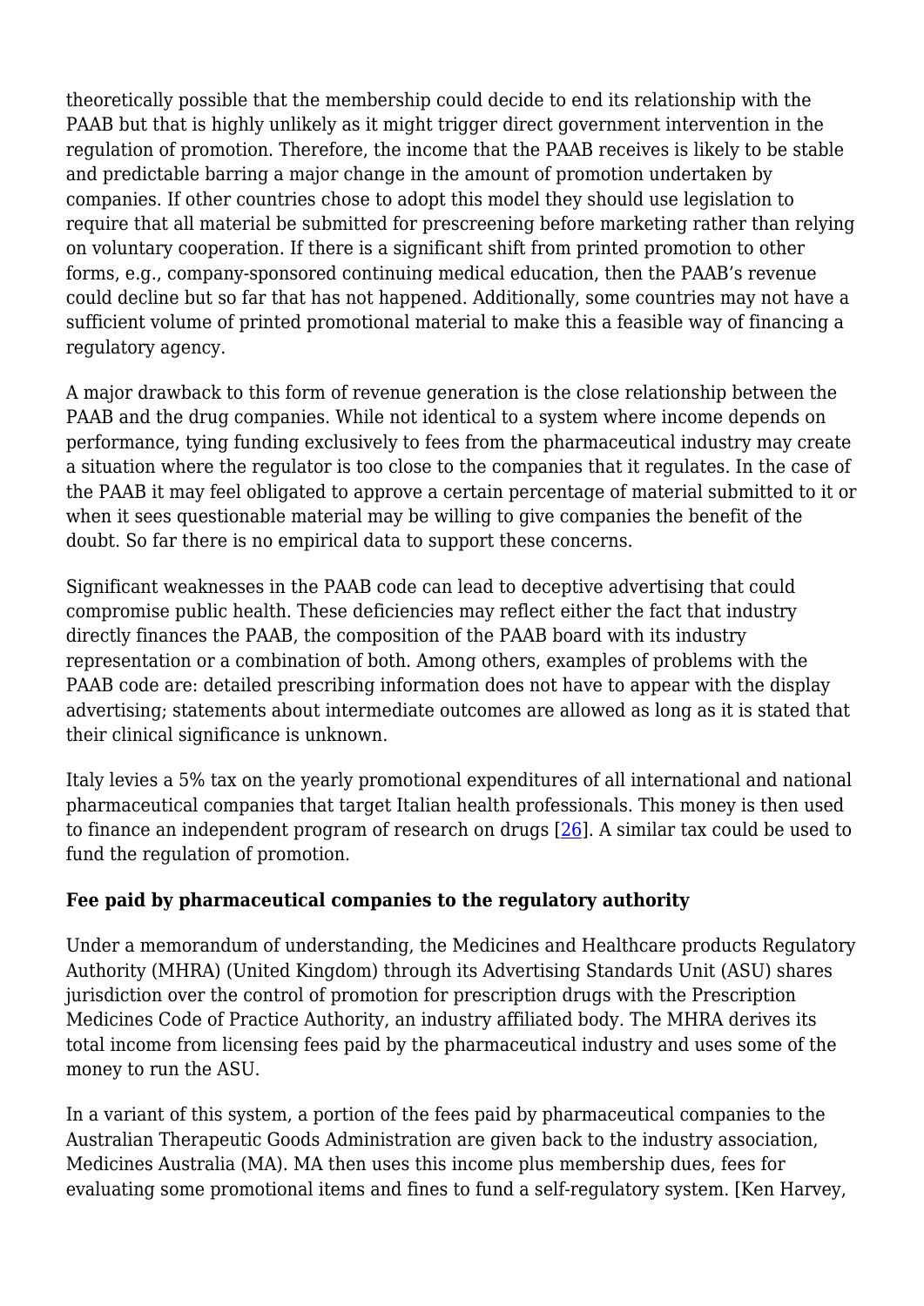theoretically possible that the membership could decide to end its relationship with the PAAB but that is highly unlikely as it might trigger direct government intervention in the regulation of promotion. Therefore, the income that the PAAB receives is likely to be stable and predictable barring a major change in the amount of promotion undertaken by companies. If other countries chose to adopt this model they should use legislation to require that all material be submitted for prescreening before marketing rather than relying on voluntary cooperation. If there is a significant shift from printed promotion to other forms, e.g., company-sponsored continuing medical education, then the PAAB's revenue could decline but so far that has not happened. Additionally, some countries may not have a sufficient volume of printed promotional material to make this a feasible way of financing a regulatory agency.

A major drawback to this form of revenue generation is the close relationship between the PAAB and the drug companies. While not identical to a system where income depends on performance, tying funding exclusively to fees from the pharmaceutical industry may create a situation where the regulator is too close to the companies that it regulates. In the case of the PAAB it may feel obligated to approve a certain percentage of material submitted to it or when it sees questionable material may be willing to give companies the benefit of the doubt. So far there is no empirical data to support these concerns.

Significant weaknesses in the PAAB code can lead to deceptive advertising that could compromise public health. These deficiencies may reflect either the fact that industry directly finances the PAAB, the composition of the PAAB board with its industry representation or a combination of both. Among others, examples of problems with the PAAB code are: detailed prescribing information does not have to appear with the display advertising; statements about intermediate outcomes are allowed as long as it is stated that their clinical significance is unknown.

Italy levies a 5% tax on the yearly promotional expenditures of all international and national pharmaceutical companies that target Italian health professionals. This money is then used to finance an independent program of research on drugs [26]. A similar tax could be used to fund the regulation of promotion.

**Fee paid by pharmaceutical companies to the regulatory authority**

Under a memorandum of understanding, the Medicines and Healthcare products Regulatory Authority (MHRA) (United Kingdom) through its Advertising Standards Unit (ASU) shares jurisdiction over the control of promotion for prescription drugs with the Prescription Medicines Code of Practice Authority, an industry affiliated body. The MHRA derives its total income from licensing fees paid by the pharmaceutical industry and uses some of the money to run the ASU.

In a variant of this system, a portion of the fees paid by pharmaceutical companies to the Australian Therapeutic Goods Administration are given back to the industry association, Medicines Australia (MA). MA then uses this income plus membership dues, fees for evaluating some promotional items and fines to fund a self-regulatory system. [Ken Harvey,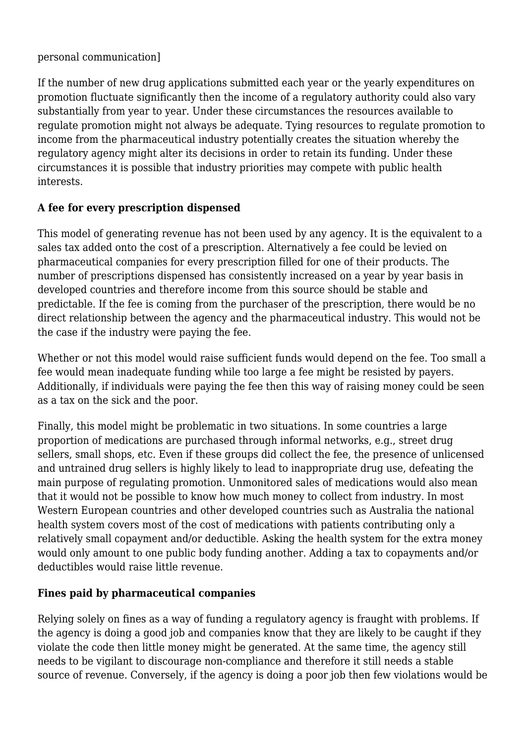personal communication]

If the number of new drug applications submitted each year or the yearly expenditures on promotion fluctuate significantly then the income of a regulatory authority could also vary substantially from year to year. Under these circumstances the resources available to regulate promotion might not always be adequate. Tying resources to regulate promotion to income from the pharmaceutical industry potentially creates the situation whereby the regulatory agency might alter its decisions in order to retain its funding. Under these circumstances it is possible that industry priorities may compete with public health interests.

**A fee for every prescription dispensed**

This model of generating revenue has not been used by any agency. It is the equivalent to a sales tax added onto the cost of a prescription. Alternatively a fee could be levied on pharmaceutical companies for every prescription filled for one of their products. The number of prescriptions dispensed has consistently increased on a year by year basis in developed countries and therefore income from this source should be stable and predictable. If the fee is coming from the purchaser of the prescription, there would be no direct relationship between the agency and the pharmaceutical industry. This would not be the case if the industry were paying the fee.

Whether or not this model would raise sufficient funds would depend on the fee. Too small a fee would mean inadequate funding while too large a fee might be resisted by payers. Additionally, if individuals were paying the fee then this way of raising money could be seen as a tax on the sick and the poor.

Finally, this model might be problematic in two situations. In some countries a large proportion of medications are purchased through informal networks, e.g., street drug sellers, small shops, etc. Even if these groups did collect the fee, the presence of unlicensed and untrained drug sellers is highly likely to lead to inappropriate drug use, defeating the main purpose of regulating promotion. Unmonitored sales of medications would also mean that it would not be possible to know how much money to collect from industry. In most Western European countries and other developed countries such as Australia the national health system covers most of the cost of medications with patients contributing only a relatively small copayment and/or deductible. Asking the health system for the extra money would only amount to one public body funding another. Adding a tax to copayments and/or deductibles would raise little revenue.

**Fines paid by pharmaceutical companies**

Relying solely on fines as a way of funding a regulatory agency is fraught with problems. If the agency is doing a good job and companies know that they are likely to be caught if they violate the code then little money might be generated. At the same time, the agency still needs to be vigilant to discourage non-compliance and therefore it still needs a stable source of revenue. Conversely, if the agency is doing a poor job then few violations would be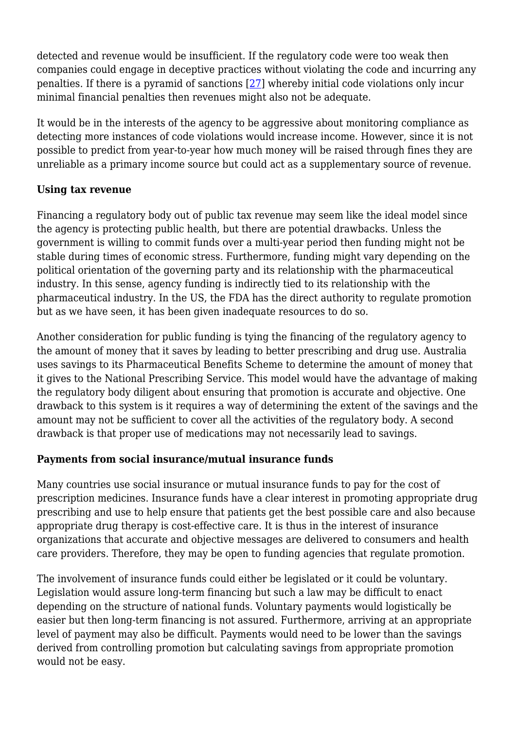detected and revenue would be insufficient. If the regulatory code were too weak then companies could engage in deceptive practices without violating the code and incurring any penalties. If there is a pyramid of sanctions [27] whereby initial code violations only incur minimal financial penalties then revenues might also not be adequate.

It would be in the interests of the agency to be aggressive about monitoring compliance as detecting more instances of code violations would increase income. However, since it is not possible to predict from year-to-year how much money will be raised through fines they are unreliable as a primary income source but could act as a supplementary source of revenue.

**Using tax revenue**

Financing a regulatory body out of public tax revenue may seem like the ideal model since the agency is protecting public health, but there are potential drawbacks. Unless the government is willing to commit funds over a multi-year period then funding might not be stable during times of economic stress. Furthermore, funding might vary depending on the political orientation of the governing party and its relationship with the pharmaceutical industry. In this sense, agency funding is indirectly tied to its relationship with the pharmaceutical industry. In the US, the FDA has the direct authority to regulate promotion but as we have seen, it has been given inadequate resources to do so.

Another consideration for public funding is tying the financing of the regulatory agency to the amount of money that it saves by leading to better prescribing and drug use. Australia uses savings to its Pharmaceutical Benefits Scheme to determine the amount of money that it gives to the National Prescribing Service. This model would have the advantage of making the regulatory body diligent about ensuring that promotion is accurate and objective. One drawback to this system is it requires a way of determining the extent of the savings and the amount may not be sufficient to cover all the activities of the regulatory body. A second drawback is that proper use of medications may not necessarily lead to savings.

**Payments from social insurance/mutual insurance funds**

Many countries use social insurance or mutual insurance funds to pay for the cost of prescription medicines. Insurance funds have a clear interest in promoting appropriate drug prescribing and use to help ensure that patients get the best possible care and also because appropriate drug therapy is cost-effective care. It is thus in the interest of insurance organizations that accurate and objective messages are delivered to consumers and health care providers. Therefore, they may be open to funding agencies that regulate promotion.

The involvement of insurance funds could either be legislated or it could be voluntary. Legislation would assure long-term financing but such a law may be difficult to enact depending on the structure of national funds. Voluntary payments would logistically be easier but then long-term financing is not assured. Furthermore, arriving at an appropriate level of payment may also be difficult. Payments would need to be lower than the savings derived from controlling promotion but calculating savings from appropriate promotion would not be easy.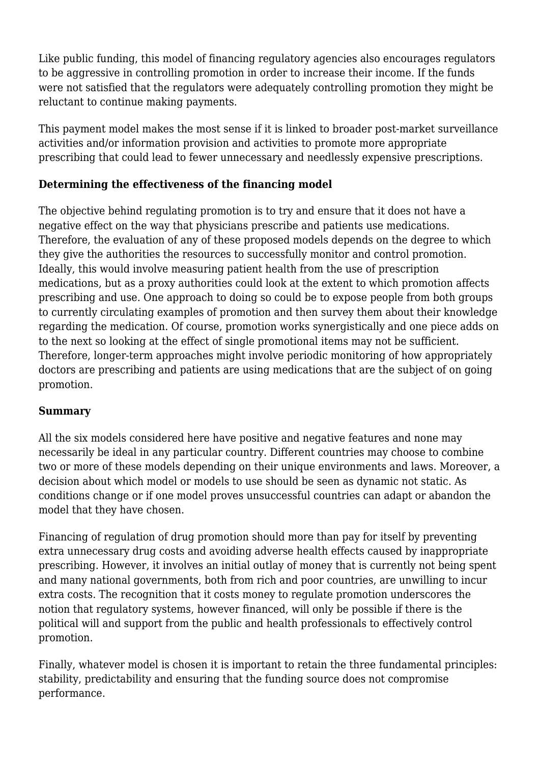Like public funding, this model of financing regulatory agencies also encourages regulators to be aggressive in controlling promotion in order to increase their income. If the funds were not satisfied that the regulators were adequately controlling promotion they might be reluctant to continue making payments.

This payment model makes the most sense if it is linked to broader post-market surveillance activities and/or information provision and activities to promote more appropriate prescribing that could lead to fewer unnecessary and needlessly expensive prescriptions.

**Determining the effectiveness of the financing model**

The objective behind regulating promotion is to try and ensure that it does not have a negative effect on the way that physicians prescribe and patients use medications. Therefore, the evaluation of any of these proposed models depends on the degree to which they give the authorities the resources to successfully monitor and control promotion. Ideally, this would involve measuring patient health from the use of prescription medications, but as a proxy authorities could look at the extent to which promotion affects prescribing and use. One approach to doing so could be to expose people from both groups to currently circulating examples of promotion and then survey them about their knowledge regarding the medication. Of course, promotion works synergistically and one piece adds on to the next so looking at the effect of single promotional items may not be sufficient. Therefore, longer-term approaches might involve periodic monitoring of how appropriately doctors are prescribing and patients are using medications that are the subject of on going promotion.

**Summary**

All the six models considered here have positive and negative features and none may necessarily be ideal in any particular country. Different countries may choose to combine two or more of these models depending on their unique environments and laws. Moreover, a decision about which model or models to use should be seen as dynamic not static. As conditions change or if one model proves unsuccessful countries can adapt or abandon the model that they have chosen.

Financing of regulation of drug promotion should more than pay for itself by preventing extra unnecessary drug costs and avoiding adverse health effects caused by inappropriate prescribing. However, it involves an initial outlay of money that is currently not being spent and many national governments, both from rich and poor countries, are unwilling to incur extra costs. The recognition that it costs money to regulate promotion underscores the notion that regulatory systems, however financed, will only be possible if there is the political will and support from the public and health professionals to effectively control promotion.

Finally, whatever model is chosen it is important to retain the three fundamental principles: stability, predictability and ensuring that the funding source does not compromise performance.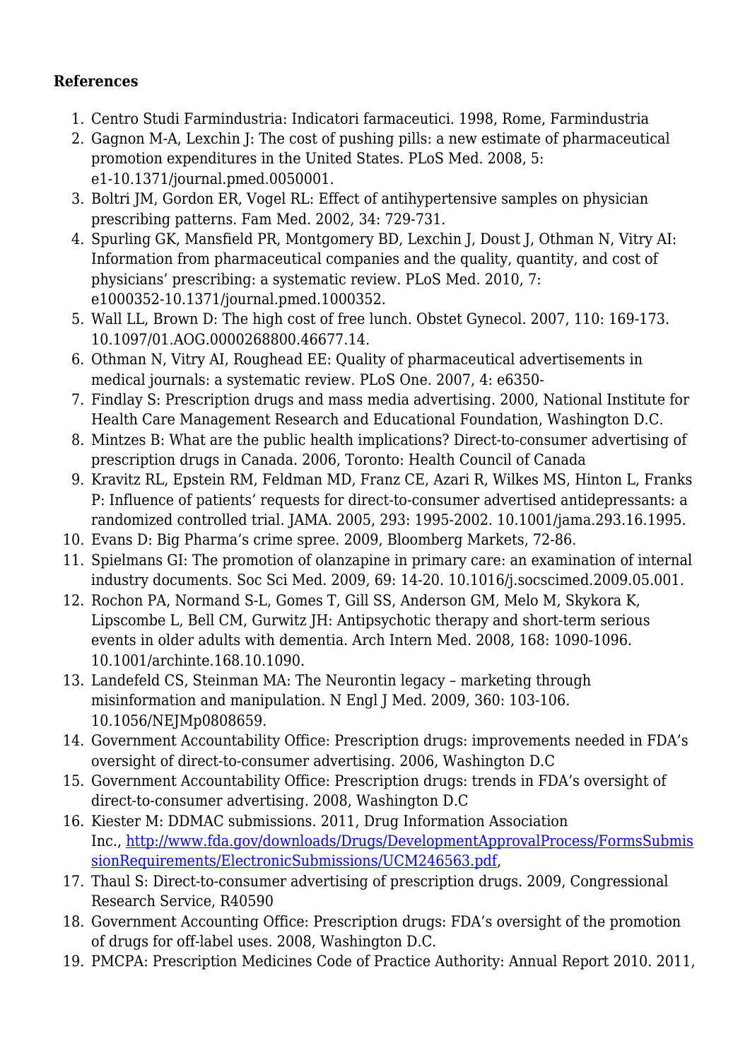**References**

1. Centro Studi Farmindustria: Indicatori farmaceutici. 1998, Rome, Farmindustria
2. Gagnon M-A, Lexchin J: The cost of pushing pills: a new estimate of pharmaceutical promotion expenditures in the United States. PLoS Med. 2008, 5: e1-10.1371/journal.pmed.0050001.
3. Boltri JM, Gordon ER, Vogel RL: Effect of antihypertensive samples on physician prescribing patterns. Fam Med. 2002, 34: 729-731.
4. Spurling GK, Mansfield PR, Montgomery BD, Lexchin J, Doust J, Othman N, Vitry AI: Information from pharmaceutical companies and the quality, quantity, and cost of physicians' prescribing: a systematic review. PLoS Med. 2010, 7: e1000352-10.1371/journal.pmed.1000352.
5. Wall LL, Brown D: The high cost of free lunch. Obstet Gynecol. 2007, 110: 169-173. 10.1097/01.AOG.0000268800.46677.14.
6. Othman N, Vitry AI, Roughead EE: Quality of pharmaceutical advertisements in medical journals: a systematic review. PLoS One. 2007, 4: e6350-
7. Findlay S: Prescription drugs and mass media advertising. 2000, National Institute for Health Care Management Research and Educational Foundation, Washington D.C.
8. Mintzes B: What are the public health implications? Direct-to-consumer advertising of prescription drugs in Canada. 2006, Toronto: Health Council of Canada
9. Kravitz RL, Epstein RM, Feldman MD, Franz CE, Azari R, Wilkes MS, Hinton L, Franks P: Influence of patients' requests for direct-to-consumer advertised antidepressants: a randomized controlled trial. JAMA. 2005, 293: 1995-2002. 10.1001/jama.293.16.1995.
10. Evans D: Big Pharma's crime spree. 2009, Bloomberg Markets, 72-86.
11. Spielmans GI: The promotion of olanzapine in primary care: an examination of internal industry documents. Soc Sci Med. 2009, 69: 14-20. 10.1016/j.socscimed.2009.05.001.
12. Rochon PA, Normand S-L, Gomes T, Gill SS, Anderson GM, Melo M, Skykora K, Lipscombe L, Bell CM, Gurwitz JH: Antipsychotic therapy and short-term serious events in older adults with dementia. Arch Intern Med. 2008, 168: 1090-1096. 10.1001/archinte.168.10.1090.
13. Landefeld CS, Steinman MA: The Neurontin legacy – marketing through misinformation and manipulation. N Engl J Med. 2009, 360: 103-106. 10.1056/NEJMp0808659.
14. Government Accountability Office: Prescription drugs: improvements needed in FDA's oversight of direct-to-consumer advertising. 2006, Washington D.C
15. Government Accountability Office: Prescription drugs: trends in FDA's oversight of direct-to-consumer advertising. 2008, Washington D.C
16. Kiester M: DDMAC submissions. 2011, Drug Information Association Inc., [http://www.fda.gov/downloads/Drugs/DevelopmentApprovalProcess/FormsSubmissionRequirements/ElectronicSubmissions/UCM246563.pdf](http://www.fda.gov/downloads/Drugs/DevelopmentApprovalProcess/FormsSubmissionRequirements/ElectronicSubmissions/UCM246563.pdf),
17. Thaul S: Direct-to-consumer advertising of prescription drugs. 2009, Congressional Research Service, R40590
18. Government Accounting Office: Prescription drugs: FDA's oversight of the promotion of drugs for off-label uses. 2008, Washington D.C.
19. PMCPA: Prescription Medicines Code of Practice Authority: Annual Report 2010. 2011,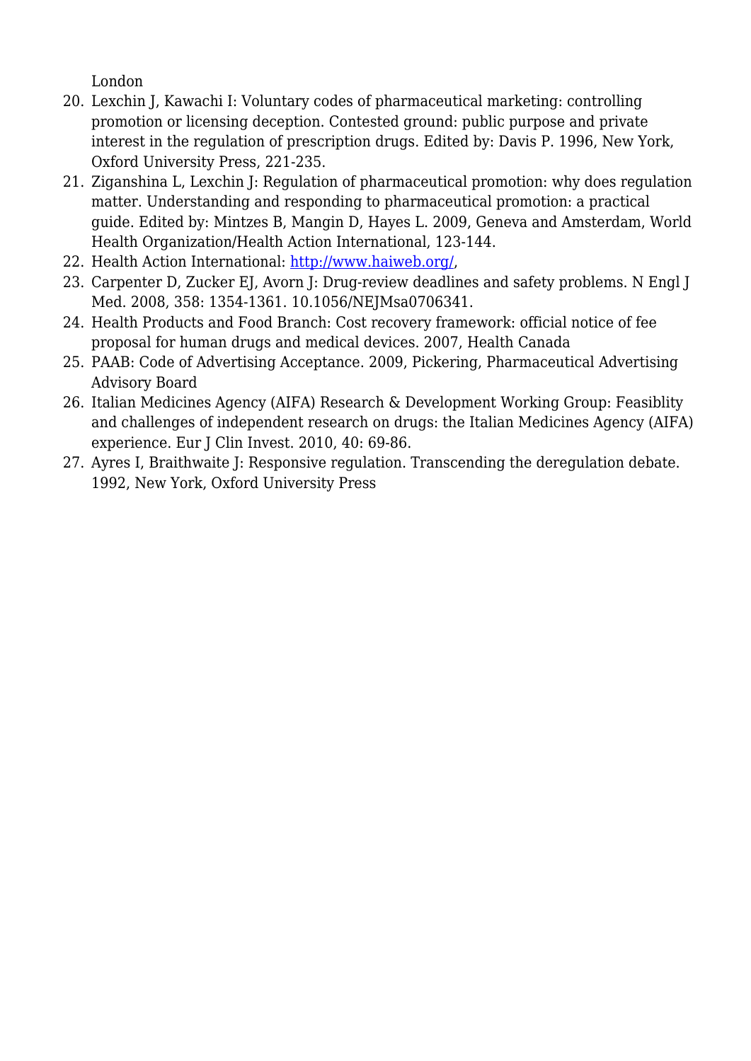London

20. Lexchin J, Kawachi I: Voluntary codes of pharmaceutical marketing: controlling promotion or licensing deception. Contested ground: public purpose and private interest in the regulation of prescription drugs. Edited by: Davis P. 1996, New York, Oxford University Press, 221-235.
21. Ziganshina L, Lexchin J: Regulation of pharmaceutical promotion: why does regulation matter. Understanding and responding to pharmaceutical promotion: a practical guide. Edited by: Mintzes B, Mangin D, Hayes L. 2009, Geneva and Amsterdam, World Health Organization/Health Action International, 123-144.
22. Health Action International: http://www.haiweb.org/,
23. Carpenter D, Zucker EJ, Avorn J: Drug-review deadlines and safety problems. N Engl J Med. 2008, 358: 1354-1361. 10.1056/NEJMsa0706341.
24. Health Products and Food Branch: Cost recovery framework: official notice of fee proposal for human drugs and medical devices. 2007, Health Canada
25. PAAB: Code of Advertising Acceptance. 2009, Pickering, Pharmaceutical Advertising Advisory Board
26. Italian Medicines Agency (AIFA) Research & Development Working Group: Feasiblity and challenges of independent research on drugs: the Italian Medicines Agency (AIFA) experience. Eur J Clin Invest. 2010, 40: 69-86.
27. Ayres I, Braithwaite J: Responsive regulation. Transcending the deregulation debate. 1992, New York, Oxford University Press